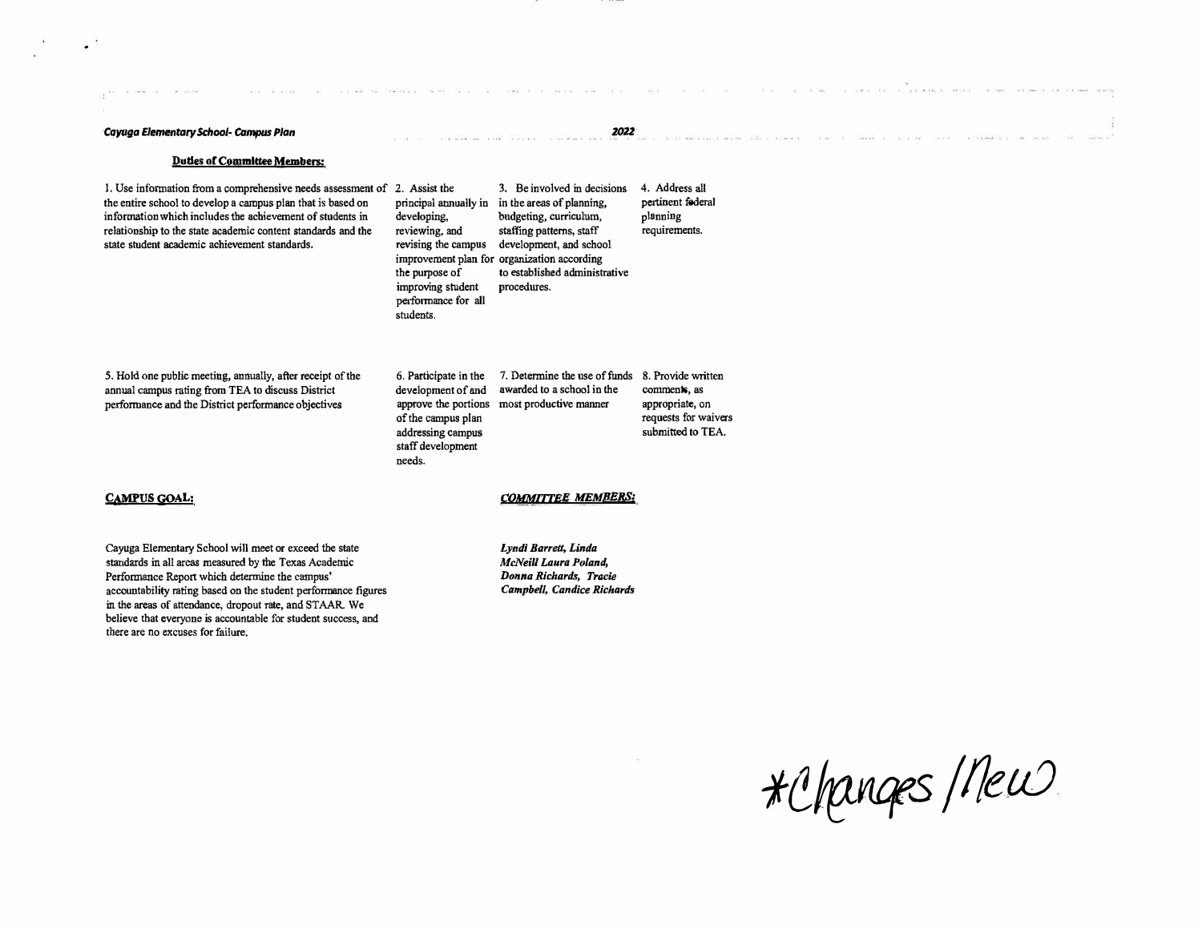**Duties of Committee Members:**

1. Use information from a comprehensive needs assessment of the entire school to develop a campus plan that is based on information which includes the achievement of students in relationship to the state academic content standards and the state student academic achievement standards.

2. Assist the principal annually in developing, reviewing, and revising the campus improvement plan for the purpose of improving student performance for all students.

3. Be involved in decisions in the areas of planning, budgeting, curriculum, staffing patterns, staff development, and school organization according to established administrative procedures.

4. Address all pertinent federal planning requirements.

5. Hold one public meeting, annually, after receipt of the annual campus rating from TEA to discuss District performance and the District performance objectives

6. Participate in the development of and approve the portions of the campus plan addressing campus staff development needs.

7. Determine the use of funds awarded to a school in the most productive manner

8. Provide written comments, as appropriate, on requests for waivers submitted to TEA.

**CAMPUS GOAL:**

Cayuga Elementary School will meet or exceed the state standards in all areas measured by the Texas Academic Performance Report which determine the campus' accountability rating based on the student performance figures in the areas of attendance, dropout rate, and STAAR. We believe that everyone is accountable for student success, and there are no excuses for failure.

***COMMITTEE MEMBERS:***

***Lyndi Barrett, Linda McNeill Laura Poland, Donna Richards, Tracie Campbell, Candice Richards***

*Changes /New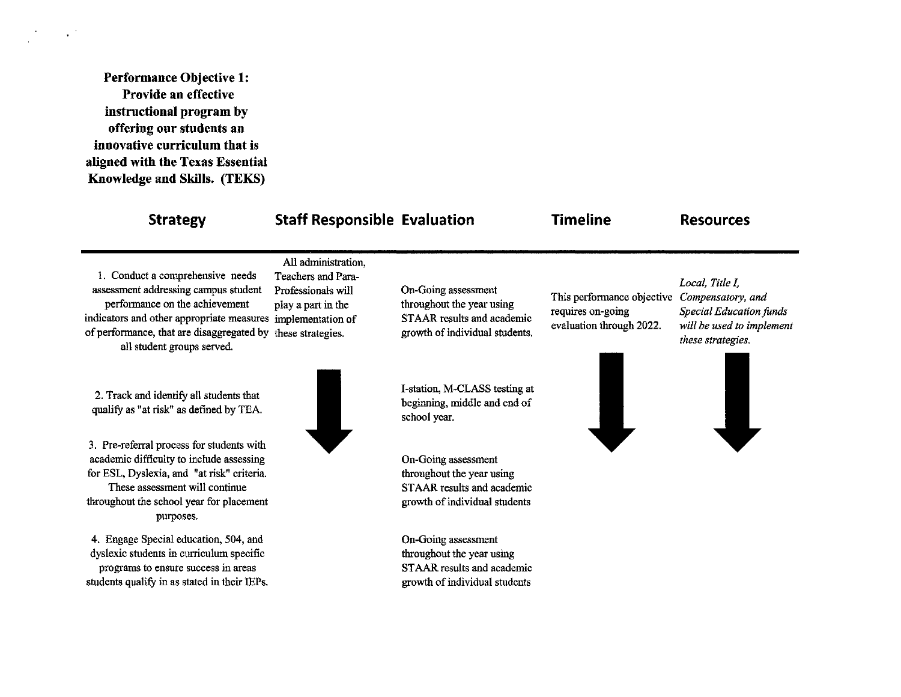**Performance Objective 1: Provide an effective instructional program by offering our students an innovative curriculum that is aligned with the Texas Essential Knowledge and Skills. (TEKS)**

| Strategy | Staff Responsible | Evaluation | Timeline | Resources |
| --- | --- | --- | --- | --- |
| 1. Conduct a comprehensive needs assessment addressing campus student performance on the achievement indicators and other appropriate measures of performance, that are disaggregated by all student groups served. | All administration, Teachers and Para-Professionals will play a part in the implementation of these strategies. | On-Going assessment throughout the year using STAAR results and academic growth of individual students. | This performance objective requires on-going evaluation through 2022. | *Local, Title I, Compensatory, and Special Education funds will be used to implement these strategies.* |
| 2. Track and identify all students that qualify as "at risk" as defined by TEA. | | I-station, M-CLASS testing at beginning, middle and end of school year. | | |
| 3. Pre-referral process for students with academic difficulty to include assessing for ESL, Dyslexia, and "at risk" criteria. These assessment will continue throughout the school year for placement purposes. | | On-Going assessment throughout the year using STAAR results and academic growth of individual students | | |
| 4. Engage Special education, 504, and dyslexic students in curriculum specific programs to ensure success in areas students qualify in as stated in their IEPs. | | On-Going assessment throughout the year using STAAR results and academic growth of individual students | | |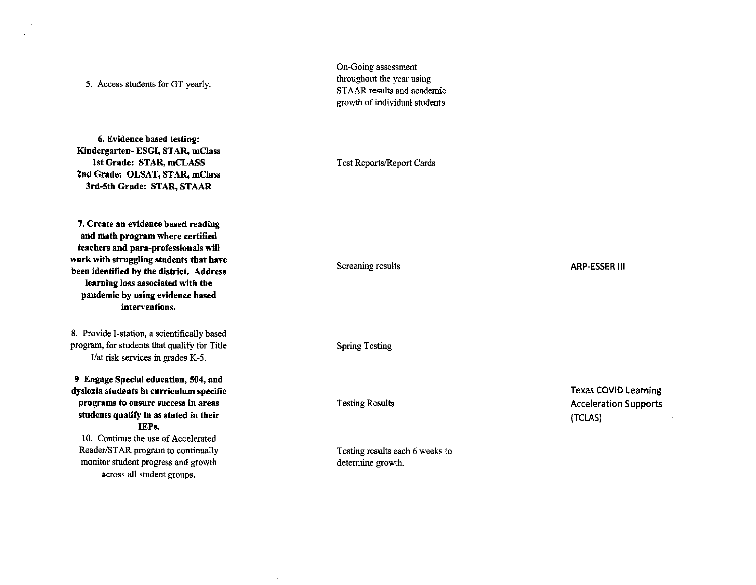| | | |
|---|---|---|
| 5. Access students for GT yearly. | On-Going assessment throughout the year using STAAR results and academic growth of individual students | |
| **6. Evidence based testing:**<br>**Kindergarten- ESGI, STAR, mClass**<br>**1st Grade: STAR, mCLASS**<br>**2nd Grade: OLSAT, STAR, mClass**<br>**3rd-5th Grade: STAR, STAAR** | Test Reports/Report Cards | |
| **7. Create an evidence based reading and math program where certified teachers and para-professionals will work with struggling students that have been identified by the district. Address learning loss associated with the pandemic by using evidence based interventions.** | Screening results | ARP-ESSER III |
| 8. Provide I-station, a scientifically based program, for students that qualify for Title I/at risk services in grades K-5. | Spring Testing | |
| **9 Engage Special education, 504, and dyslexia students in curriculum specific programs to ensure success in areas students qualify in as stated in their IEPs.** | Testing Results | Texas COVID Learning Acceleration Supports (TCLAS) |
| 10. Continue the use of Accelerated Reader/STAR program to continually monitor student progress and growth across all student groups. | Testing results each 6 weeks to determine growth. | |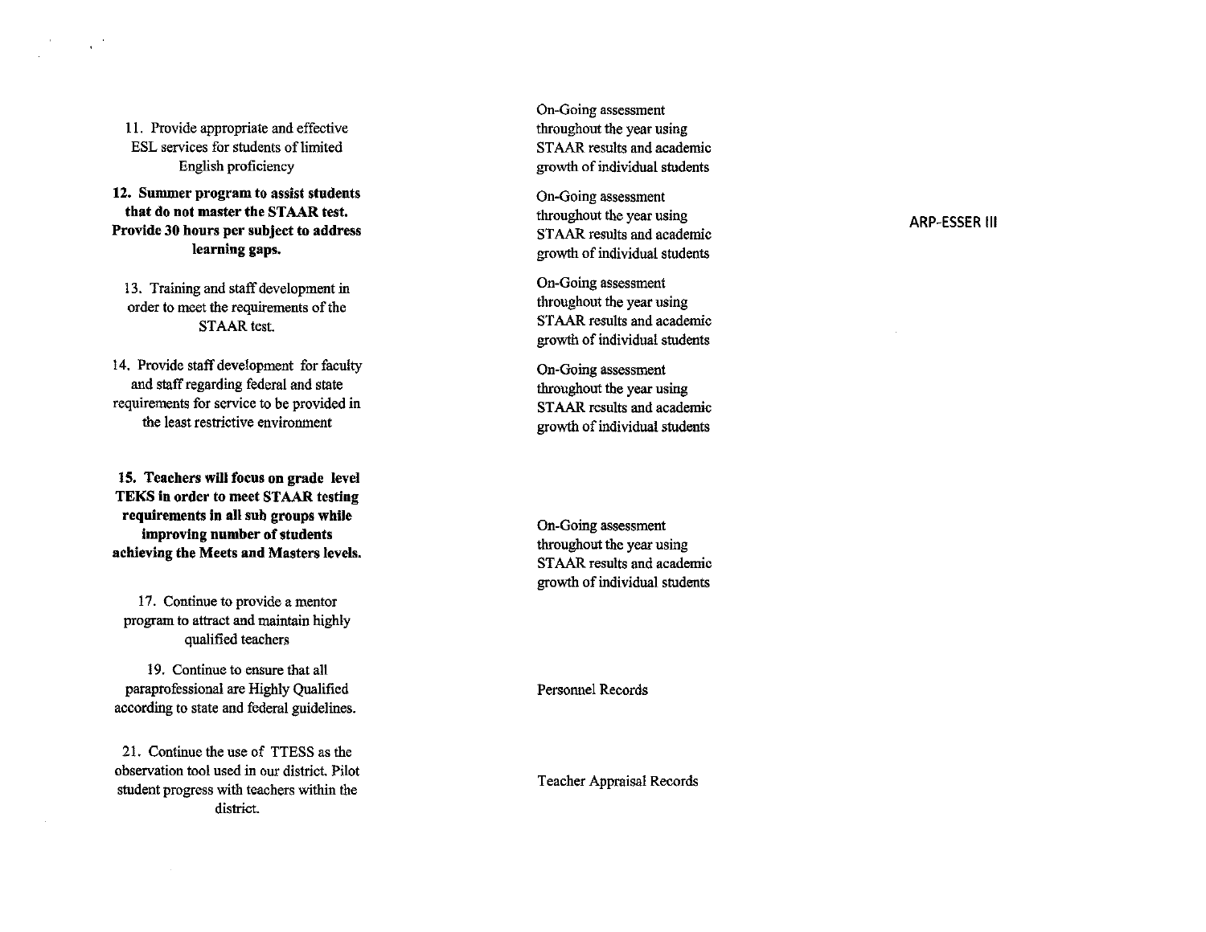| | | |
|---|---|---|
| 11. Provide appropriate and effective ESL services for students of limited English proficiency | On-Going assessment throughout the year using STAAR results and academic growth of individual students | |
| **12. Summer program to assist students that do not master the STAAR test. Provide 30 hours per subject to address learning gaps.** | On-Going assessment throughout the year using STAAR results and academic growth of individual students | ARP-ESSER III |
| 13. Training and staff development in order to meet the requirements of the STAAR test. | On-Going assessment throughout the year using STAAR results and academic growth of individual students | |
| 14. Provide staff development for faculty and staff regarding federal and state requirements for service to be provided in the least restrictive environment | On-Going assessment throughout the year using STAAR results and academic growth of individual students | |
| **15. Teachers will focus on grade level TEKS in order to meet STAAR testing requirements in all sub groups while improving number of students achieving the Meets and Masters levels.** | On-Going assessment throughout the year using STAAR results and academic growth of individual students | |
| 17. Continue to provide a mentor program to attract and maintain highly qualified teachers | | |
| 19. Continue to ensure that all paraprofessional are Highly Qualified according to state and federal guidelines. | Personnel Records | |
| 21. Continue the use of TTESS as the observation tool used in our district. Pilot student progress with teachers within the district. | Teacher Appraisal Records | |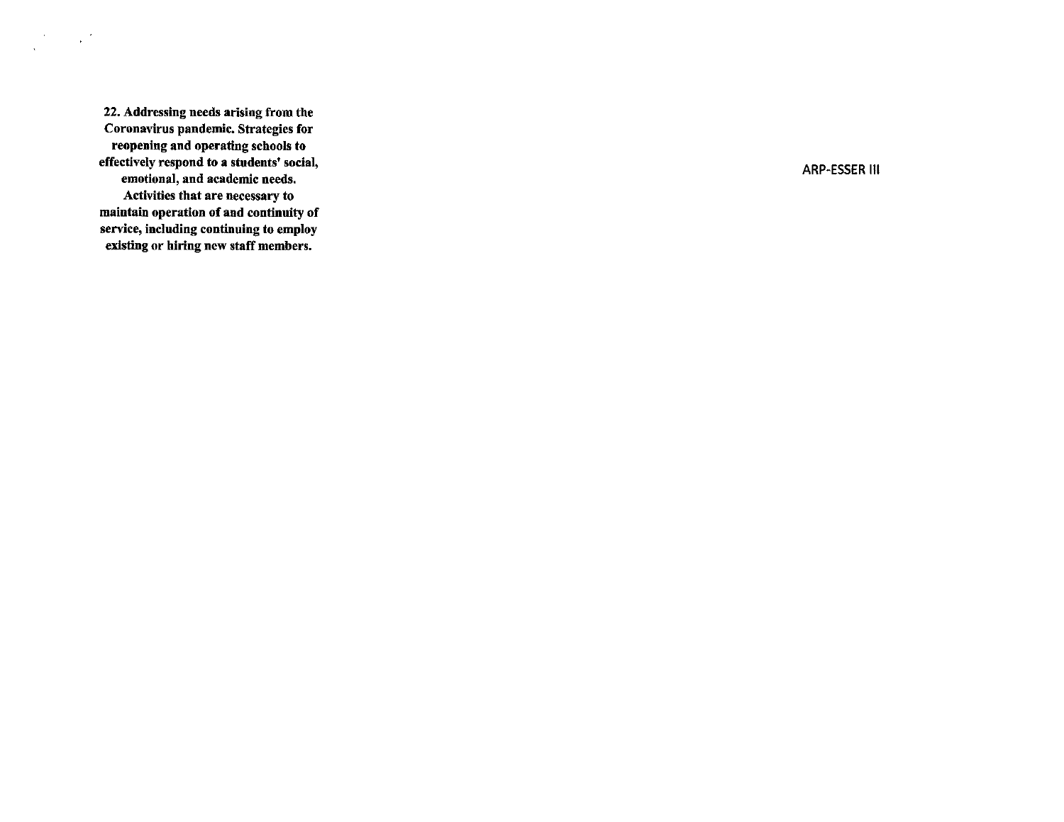| | |
|---|---|
| **22. Addressing needs arising from the Coronavirus pandemic. Strategies for reopening and operating schools to effectively respond to a students' social, emotional, and academic needs. Activities that are necessary to maintain operation of and continuity of service, including continuing to employ existing or hiring new staff members.** | ARP-ESSER III |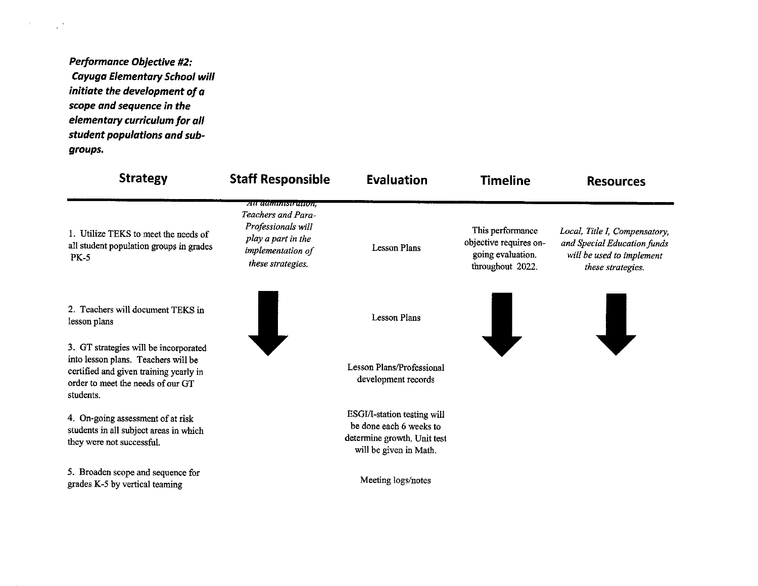***Performance Objective #2: Cayuga Elementary School will initiate the development of a scope and sequence in the elementary curriculum for all student populations and sub-groups.***

| Strategy | Staff Responsible | Evaluation | Timeline | Resources |
|---|---|---|---|---|
| 1. Utilize TEKS to meet the needs of all student population groups in grades PK-5 | *All administration, Teachers and Para-Professionals will play a part in the implementation of these strategies.* | Lesson Plans | This performance objective requires on-going evaluation. throughout 2022. | *Local, Title I, Compensatory, and Special Education funds will be used to implement these strategies.* |
| 2. Teachers will document TEKS in lesson plans | ↓ | Lesson Plans | ↓ | ↓ |
| 3. GT strategies will be incorporated into lesson plans. Teachers will be certified and given training yearly in order to meet the needs of our GT students. | | Lesson Plans/Professional development records | | |
| 4. On-going assessment of at risk students in all subject areas in which they were not successful. | | ESGI/I-station testing will be done each 6 weeks to determine growth. Unit test will be given in Math. | | |
| 5. Broaden scope and sequence for grades K-5 by vertical teaming | | Meeting logs/notes | | |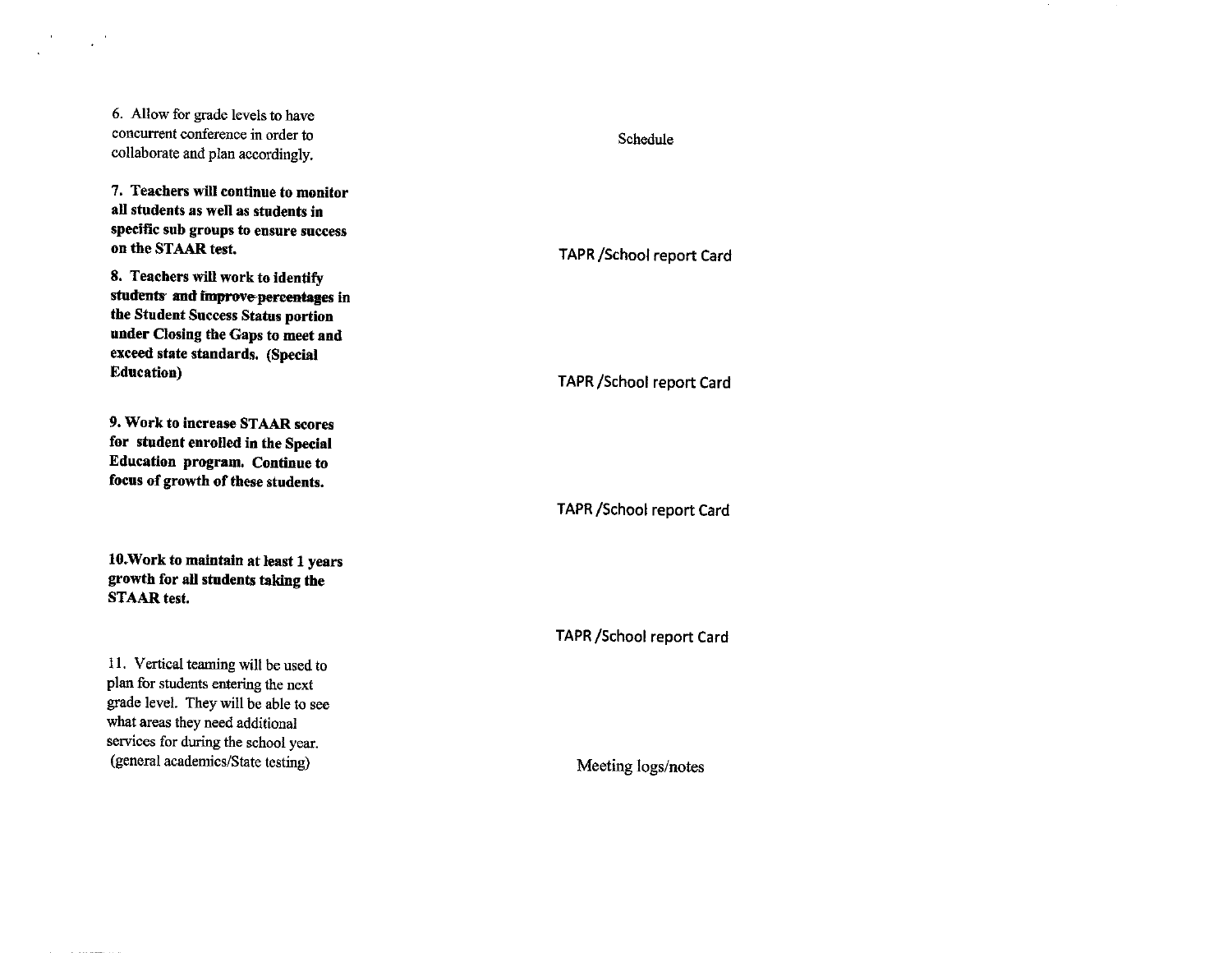| | |
|---|---|
| 6. Allow for grade levels to have concurrent conference in order to collaborate and plan accordingly. | Schedule |
| **7. Teachers will continue to monitor all students as well as students in specific sub groups to ensure success on the STAAR test.** | TAPR /School report Card |
| **8. Teachers will work to identify students and improve percentages in the Student Success Status portion under Closing the Gaps to meet and exceed state standards. (Special Education)** | TAPR /School report Card |
| **9. Work to increase STAAR scores for student enrolled in the Special Education program. Continue to focus of growth of these students.** | TAPR /School report Card |
| **10.Work to maintain at least 1 years growth for all students taking the STAAR test.** | TAPR /School report Card |
| 11. Vertical teaming will be used to plan for students entering the next grade level. They will be able to see what areas they need additional services for during the school year. (general academics/State testing) | Meeting logs/notes |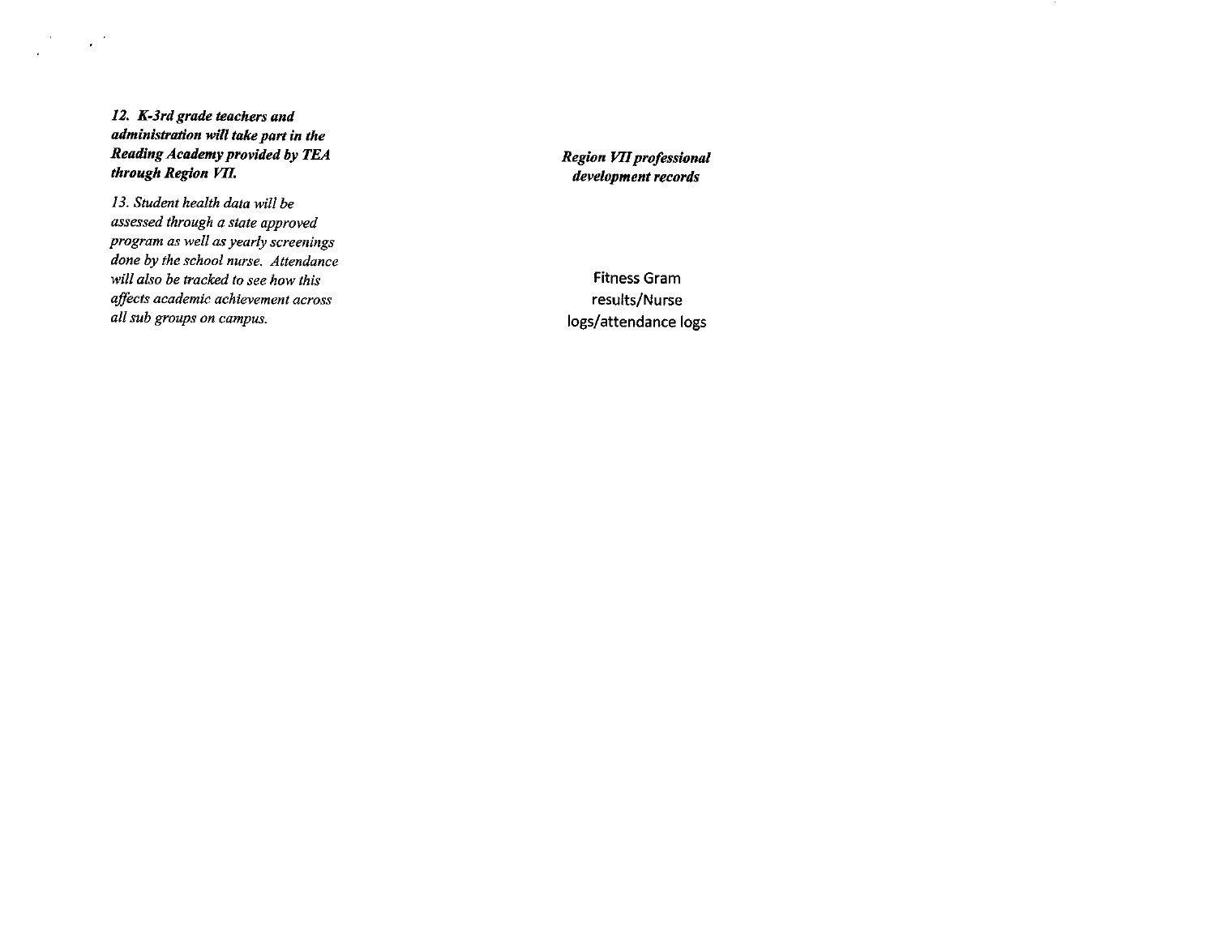| | |
|---|---|
| ***12. K-3rd grade teachers and administration will take part in the Reading Academy provided by TEA through Region VII.*** | ***Region VII professional development records*** |
| *13. Student health data will be assessed through a state approved program as well as yearly screenings done by the school nurse. Attendance will also be tracked to see how this affects academic achievement across all sub groups on campus.* | Fitness Gram results/Nurse logs/attendance logs |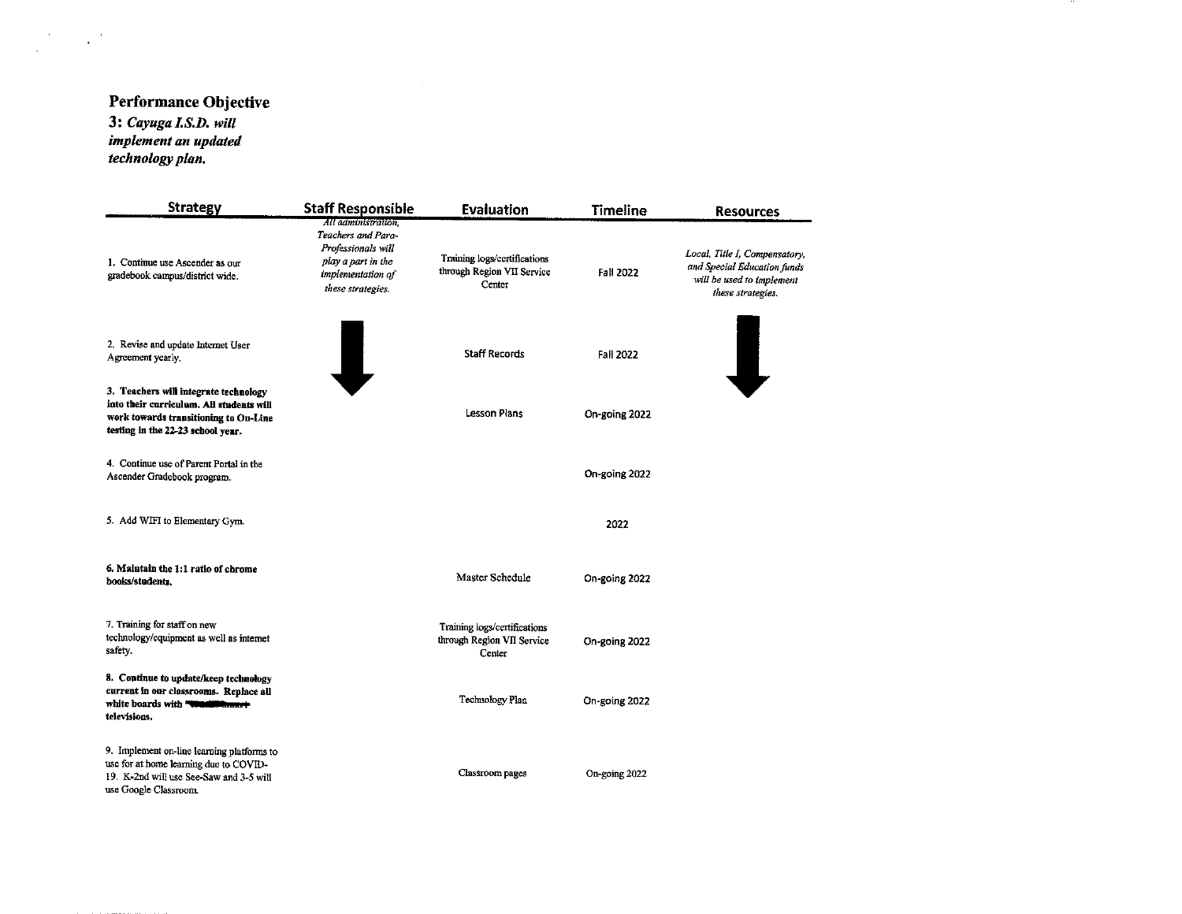## Performance Objective

**3:** ***Cayuga I.S.D. will implement an updated technology plan.***

| Strategy | Staff Responsible | Evaluation | Timeline | Resources |
|---|---|---|---|---|
| 1. Continue use Ascender as our gradebook campus/district wide. | *All administration, Teachers and Para-Professionals will play a part in the implementation of these strategies.* | Training logs/certifications through Region VII Service Center | Fall 2022 | *Local, Title I, Compensatory, and Special Education funds will be used to implement these strategies.* |
| 2. Revise and update Internet User Agreement yearly. | | Staff Records | Fall 2022 | |
| **3. Teachers will integrate technology into their curriculum. All students will work towards transitioning to On-Line testing in the 22-23 school year.** | | Lesson Plans | On-going 2022 | |
| 4. Continue use of Parent Portal in the Ascender Gradebook program. | | | On-going 2022 | |
| 5. Add WIFI to Elementary Gym. | | | 2022 | |
| **6. Maintain the 1:1 ratio of chrome books/students.** | | Master Schedule | On-going 2022 | |
| 7. Training for staff on new technology/equipment as well as internet safety. | | Training logs/certifications through Region VII Service Center | On-going 2022 | |
| **8. Continue to update/keep technology current in our classrooms. Replace all white boards with televisions.** | | Technology Plan | On-going 2022 | |
| 9. Implement on-line learning platforms to use for at home learning due to COVID-19. K-2nd will use See-Saw and 3-5 will use Google Classroom. | | Classroom pages | On-going 2022 | |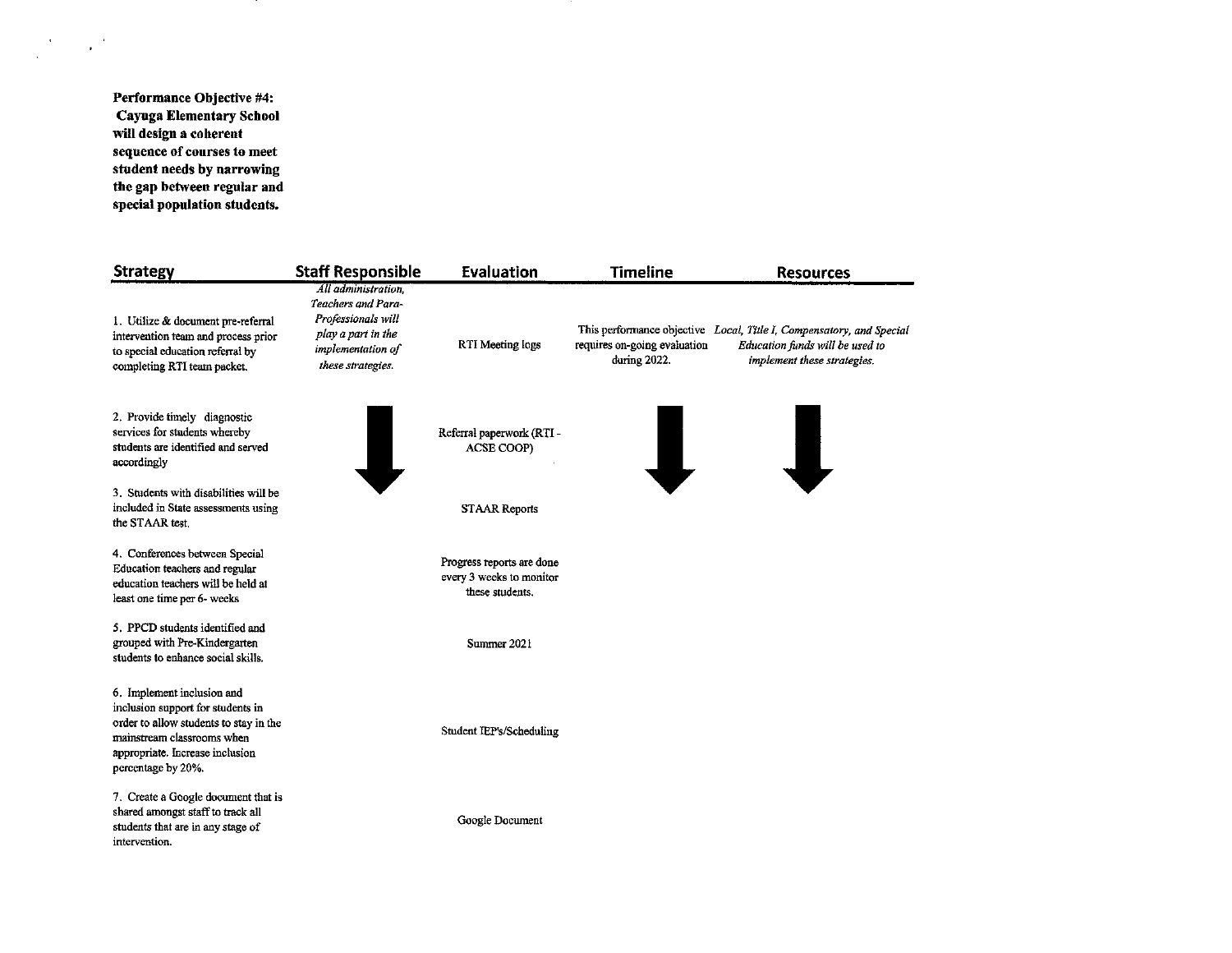**Performance Objective #4: Cayuga Elementary School will design a coherent sequence of courses to meet student needs by narrowing the gap between regular and special population students.**

| Strategy | Staff Responsible | Evaluation | Timeline | Resources |
|---|---|---|---|---|
| 1. Utilize & document pre-referral intervention team and process prior to special education referral by completing RTI team packet. | *All administration, Teachers and Para-Professionals will play a part in the implementation of these strategies.* | RTI Meeting logs | This performance objective requires on-going evaluation during 2022. | *Local, Title I, Compensatory, and Special Education funds will be used to implement these strategies.* |
| 2. Provide timely diagnostic services for students whereby students are identified and served accordingly | ↓ | Referral paperwork (RTI - ACSE COOP) | ↓ | ↓ |
| 3. Students with disabilities will be included in State assessments using the STAAR test. | | STAAR Reports | | |
| 4. Conferences between Special Education teachers and regular education teachers will be held at least one time per 6- weeks | | Progress reports are done every 3 weeks to monitor these students. | | |
| 5. PPCD students identified and grouped with Pre-Kindergarten students to enhance social skills. | | Summer 2021 | | |
| 6. Implement inclusion and inclusion support for students in order to allow students to stay in the mainstream classrooms when appropriate. Increase inclusion percentage by 20%. | | Student IEP's/Scheduling | | |
| 7. Create a Google document that is shared amongst staff to track all students that are in any stage of intervention. | | Google Document | | |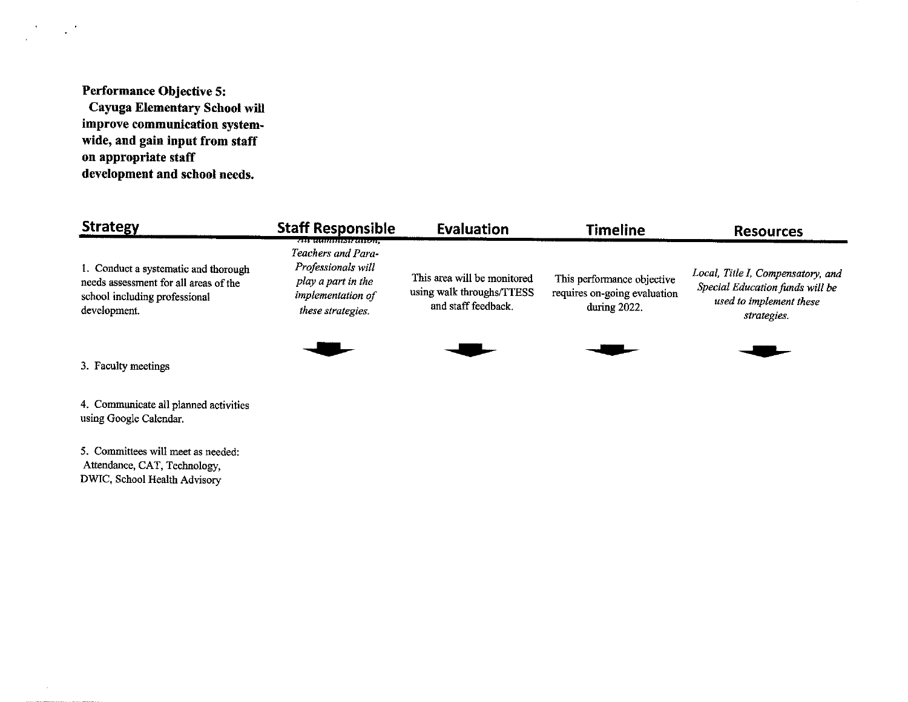**Performance Objective 5:**
**Cayuga Elementary School will improve communication system-wide, and gain input from staff on appropriate staff development and school needs.**

| Strategy | Staff Responsible | Evaluation | Timeline | Resources |
|---|---|---|---|---|
| 1. Conduct a systematic and thorough needs assessment for all areas of the school including professional development. | *All administration, Teachers and Para-Professionals will play a part in the implementation of these strategies.* | This area will be monitored using walk throughs/TTESS and staff feedback. | This performance objective requires on-going evaluation during 2022. | *Local, Title I, Compensatory, and Special Education funds will be used to implement these strategies.* |
| 3. Faculty meetings | | | | |
| 4. Communicate all planned activities using Google Calendar. | | | | |
| 5. Committees will meet as needed: Attendance, CAT, Technology, DWIC, School Health Advisory | | | | |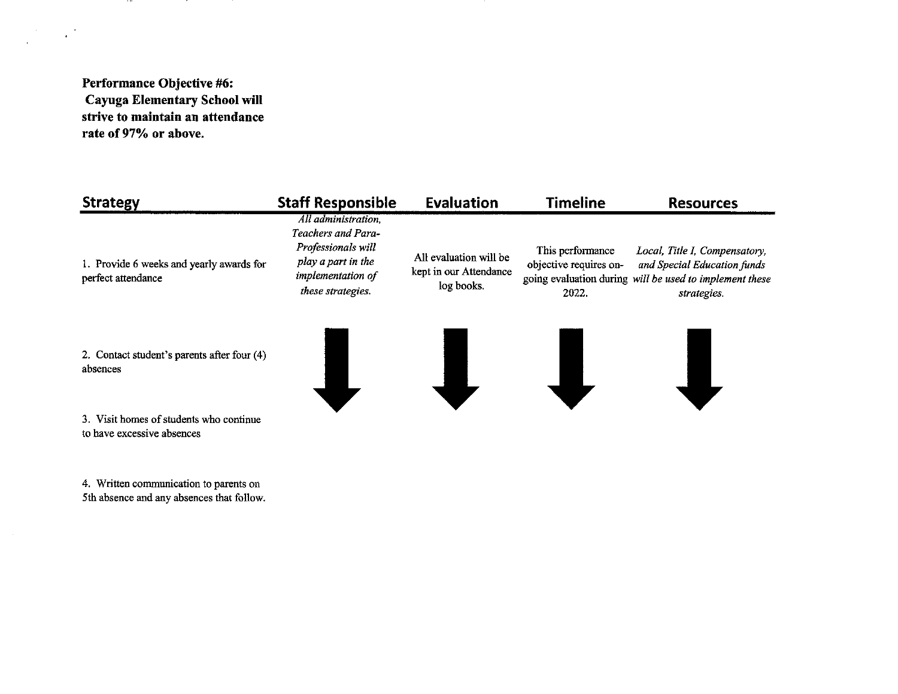**Performance Objective #6:**
**Cayuga Elementary School will strive to maintain an attendance rate of 97% or above.**

| Strategy | Staff Responsible | Evaluation | Timeline | Resources |
|---|---|---|---|---|
| 1. Provide 6 weeks and yearly awards for perfect attendance | *All administration, Teachers and Para-Professionals will play a part in the implementation of these strategies.* | All evaluation will be kept in our Attendance log books. | This performance objective requires on-going evaluation during 2022. | *Local, Title I, Compensatory, and Special Education funds will be used to implement these strategies.* |
| 2. Contact student's parents after four (4) absences | ↓ | ↓ | ↓ | ↓ |
| 3. Visit homes of students who continue to have excessive absences | ↓ | ↓ | ↓ | ↓ |
| 4. Written communication to parents on 5th absence and any absences that follow. | ↓ | ↓ | ↓ | ↓ |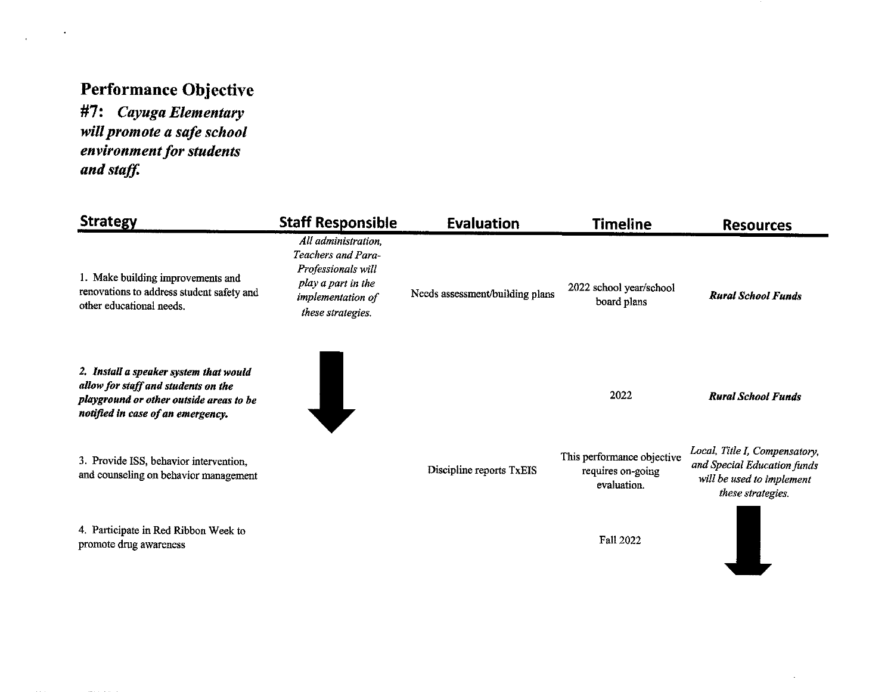## Performance Objective

***#7: Cayuga Elementary will promote a safe school environment for students and staff.***

| Strategy | Staff Responsible | Evaluation | Timeline | Resources |
|---|---|---|---|---|
| 1. Make building improvements and renovations to address student safety and other educational needs. | *All administration, Teachers and Para-Professionals will play a part in the implementation of these strategies.* | Needs assessment/building plans | 2022 school year/school board plans | ***Rural School Funds*** |
| ***2. Install a speaker system that would allow for staff and students on the playground or other outside areas to be notified in case of an emergency.*** | ⬇ | | 2022 | ***Rural School Funds*** |
| 3. Provide ISS, behavior intervention, and counseling on behavior management | | Discipline reports TxEIS | This performance objective requires on-going evaluation. | *Local, Title I, Compensatory, and Special Education funds will be used to implement these strategies.* |
| 4. Participate in Red Ribbon Week to promote drug awareness | | | Fall 2022 | ⬇ |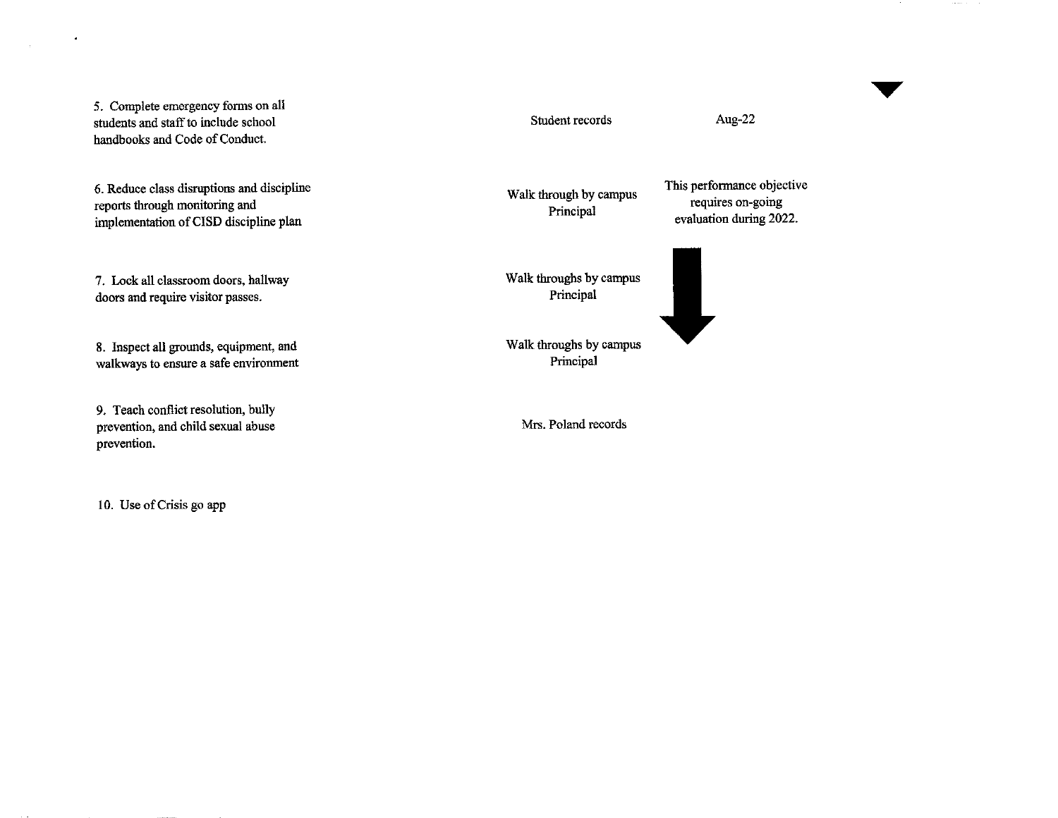| | | |
|---|---|---|
| 5. Complete emergency forms on all students and staff to include school handbooks and Code of Conduct. | Student records | Aug-22 |
| 6. Reduce class disruptions and discipline reports through monitoring and implementation of CISD discipline plan | Walk through by campus Principal | This performance objective requires on-going evaluation during 2022. |
| 7. Lock all classroom doors, hallway doors and require visitor passes. | Walk throughs by campus Principal | |
| 8. Inspect all grounds, equipment, and walkways to ensure a safe environment | Walk throughs by campus Principal | |
| 9. Teach conflict resolution, bully prevention, and child sexual abuse prevention. | Mrs. Poland records | |
| 10. Use of Crisis go app | | |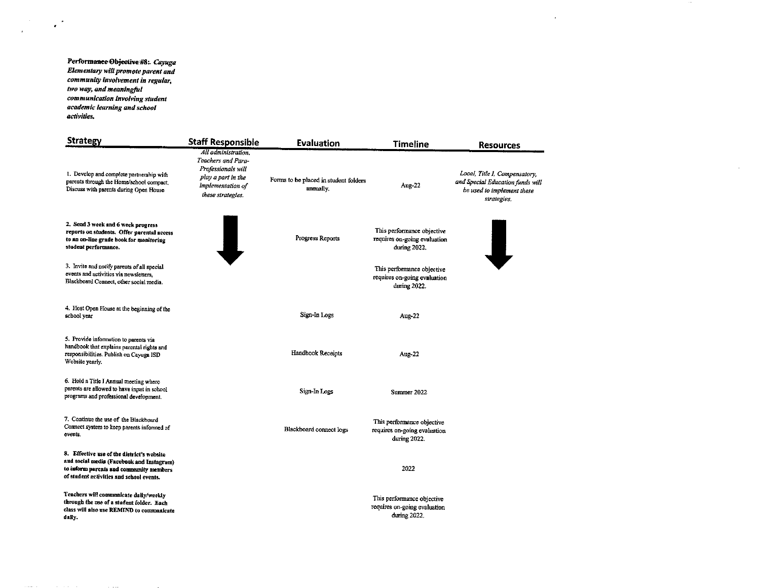**Performance Objective #8:** *Cayuga Elementary will promote parent and community involvement in regular, two way, and meaningful communication involving student academic learning and school activities.*

| Strategy | Staff Responsible | Evaluation | Timeline | Resources |
|---|---|---|---|---|
| 1. Develop and complete partnership with parents through the Home/school compact. Discuss with parents during Open House | *All administration, Teachers and Para-Professionals will play a part in the implementation of these strategies.* | Forms to be placed in student folders annually. | Aug-22 | *Local, Title I, Compensatory, and Special Education funds will be used to implement these strategies.* |
| **2. Send 3 week and 6 week progress reports on students. Offer parental access to an on-line grade book for monitoring student performance.** | | Progress Reports | This performance objective requires on-going evaluation during 2022. | |
| 3. Invite and notify parents of all special events and activities via newsletters, Blackboard Connect, other social media. | | | This performance objective requires on-going evaluation during 2022. | |
| 4. Host Open House at the beginning of the school year | | Sign-In Logs | Aug-22 | |
| 5. Provide information to parents via handbook that explains parental rights and responsibilities. Publish on Cayuga ISD Website yearly. | | Handbook Receipts | Aug-22 | |
| 6. Hold a Title I Annual meeting where parents are allowed to have input in school programs and professional development. | | Sign-In Logs | Summer 2022 | |
| 7. Continue the use of the Blackboard Connect system to keep parents informed of events. | | Blackboard connect logs | This performance objective requires on-going evaluation during 2022. | |
| **8. Effective use of the district's website and social media (Facebook and Instagram) to inform parents and community members of student activities and school events.** | | | 2022 | |
| **Teachers will communicate daily/weekly through the use of a student folder. Each class will also use REMIND to communicate daily.** | | | This performance objective requires on-going evaluation during 2022. | |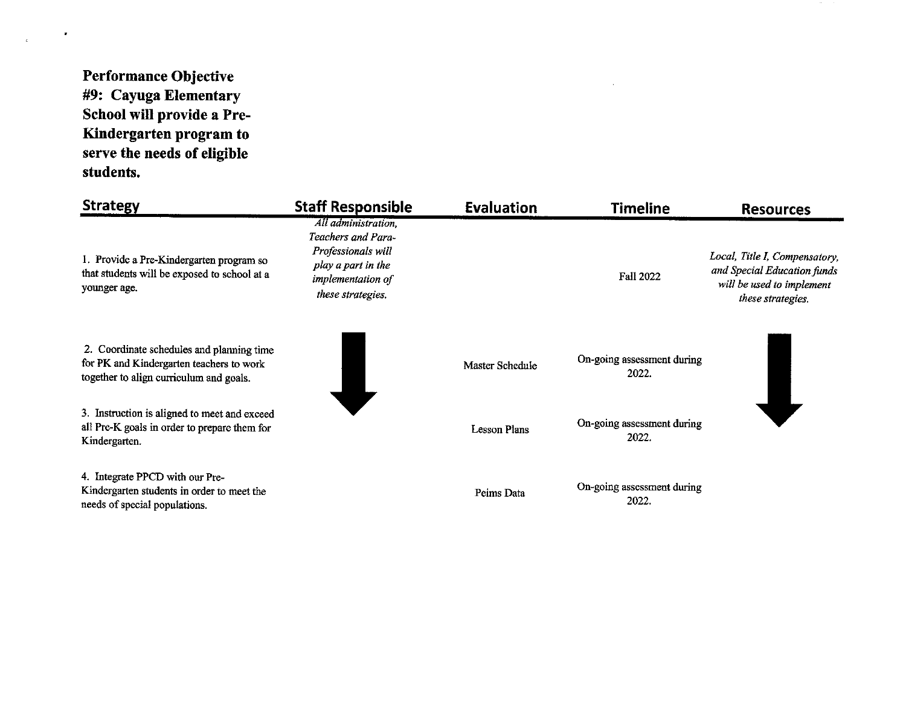**Performance Objective #9: Cayuga Elementary School will provide a Pre-Kindergarten program to serve the needs of eligible students.**

| Strategy | Staff Responsible | Evaluation | Timeline | Resources |
|---|---|---|---|---|
| 1. Provide a Pre-Kindergarten program so that students will be exposed to school at a younger age. | *All administration, Teachers and Para-Professionals will play a part in the implementation of these strategies.* | | Fall 2022 | *Local, Title I, Compensatory, and Special Education funds will be used to implement these strategies.* |
| 2. Coordinate schedules and planning time for PK and Kindergarten teachers to work together to align curriculum and goals. | ↓ | Master Schedule | On-going assessment during 2022. | ↓ |
| 3. Instruction is aligned to meet and exceed all Pre-K goals in order to prepare them for Kindergarten. | | Lesson Plans | On-going assessment during 2022. | |
| 4. Integrate PPCD with our Pre-Kindergarten students in order to meet the needs of special populations. | | Peims Data | On-going assessment during 2022. | |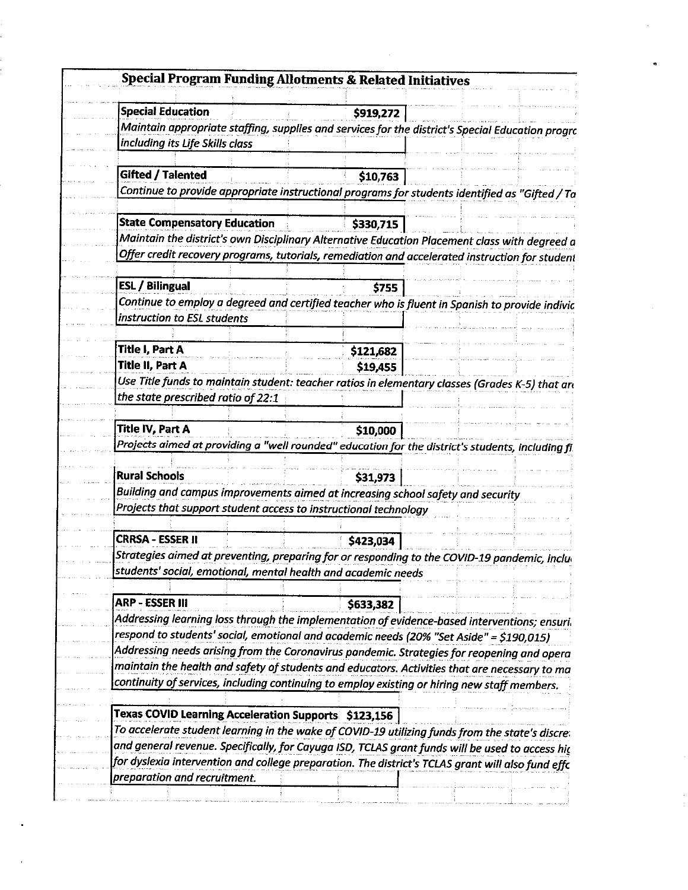## Special Program Funding Allotments & Related Initiatives

**Special Education** $919,272

*Maintain appropriate staffing, supplies and services for the district's Special Education progrc including its Life Skills class*

**Gifted / Talented** $10,763

*Continue to provide appropriate instructional programs for students identified as "Gifted / Ta*

**State Compensatory Education** $330,715

*Maintain the district's own Disciplinary Alternative Education Placement class with degreed a*

*Offer credit recovery programs, tutorials, remediation and accelerated instruction for student*

**ESL / Bilingual** $755

*Continue to employ a degreed and certified teacher who is fluent in Spanish to provide indivic instruction to ESL students*

**Title I, Part A** $121,682

**Title II, Part A** $19,455

*Use Title funds to maintain student: teacher ratios in elementary classes (Grades K-5) that ar the state prescribed ratio of 22:1*

**Title IV, Part A** $10,000

*Projects aimed at providing a "well rounded" education for the district's students, including fi*

**Rural Schools** $31,973

*Building and campus improvements aimed at increasing school safety and security*

*Projects that support student access to instructional technology*

**CRRSA - ESSER II** $423,034

*Strategies aimed at preventing, preparing for or responding to the COVID-19 pandemic, inclu students' social, emotional, mental health and academic needs*

**ARP - ESSER III** $633,382

*Addressing learning loss through the implementation of evidence-based interventions; ensuri respond to students' social, emotional and academic needs (20% "Set Aside" = $190,015)*

*Addressing needs arising from the Coronavirus pandemic. Strategies for reopening and opera maintain the health and safety of students and educators. Activities that are necessary to ma continuity of services, including continuing to employ existing or hiring new staff members.*

**Texas COVID Learning Acceleration Supports** $123,156

*To accelerate student learning in the wake of COVID-19 utilizing funds from the state's discre and general revenue. Specifically, for Cayuga ISD, TCLAS grant funds will be used to access hi for dyslexia intervention and college preparation. The district's TCLAS grant will also fund effc preparation and recruitment.*